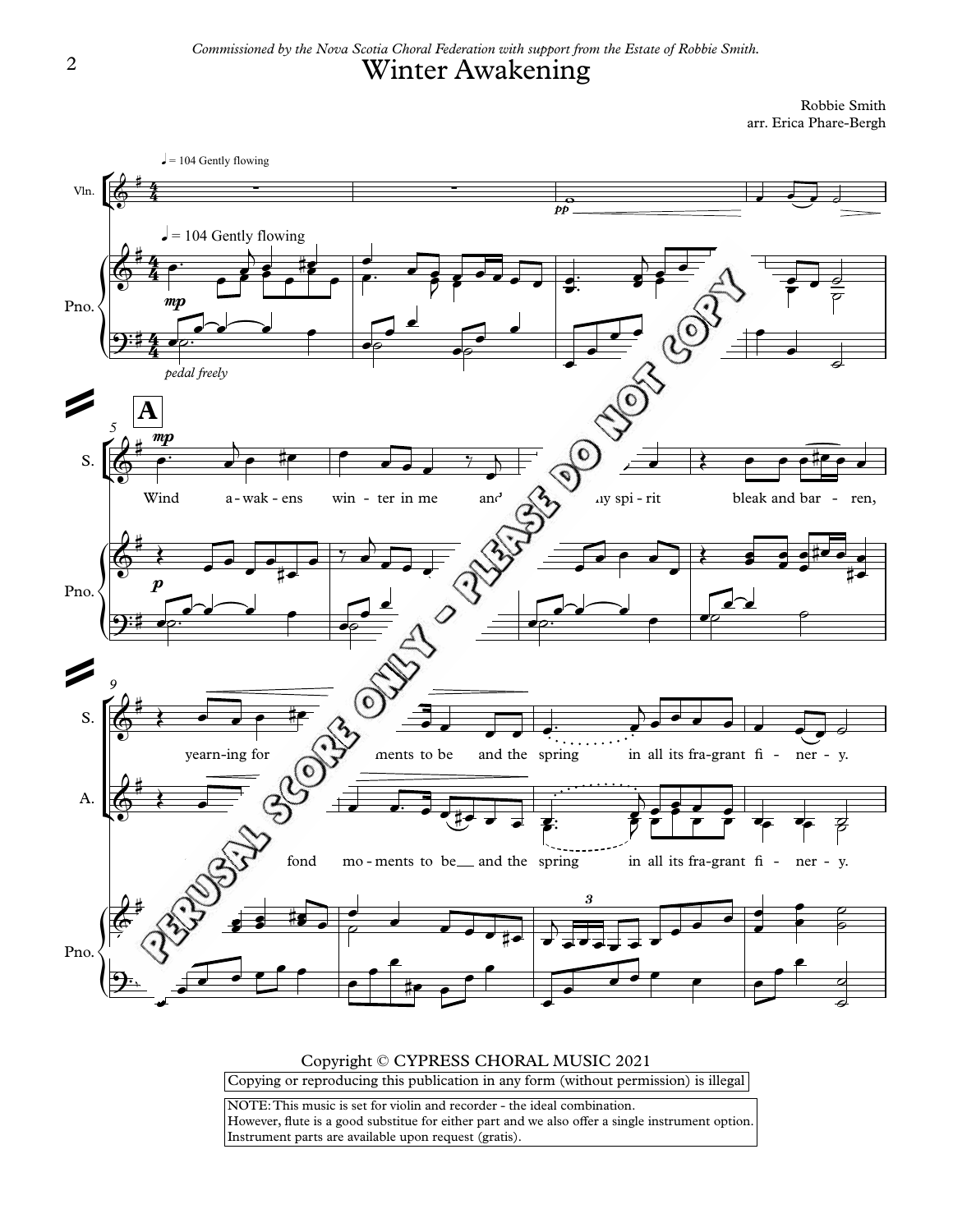*Commissioned by the Nova Scotia Choral Federation with support from the Estate of Robbie Smith.*

# Winter Awakening

Robbie Smith
arr. Erica Phare-Bergh

Copyright © CYPRESS CHORAL MUSIC 2021

Copying or reproducing this publication in any form (without permission) is illegal

NOTE: This music is set for violin and recorder - the ideal combination.
However, flute is a good substitue for either part and we also offer a single instrument option.
Instrument parts are available upon request (gratis).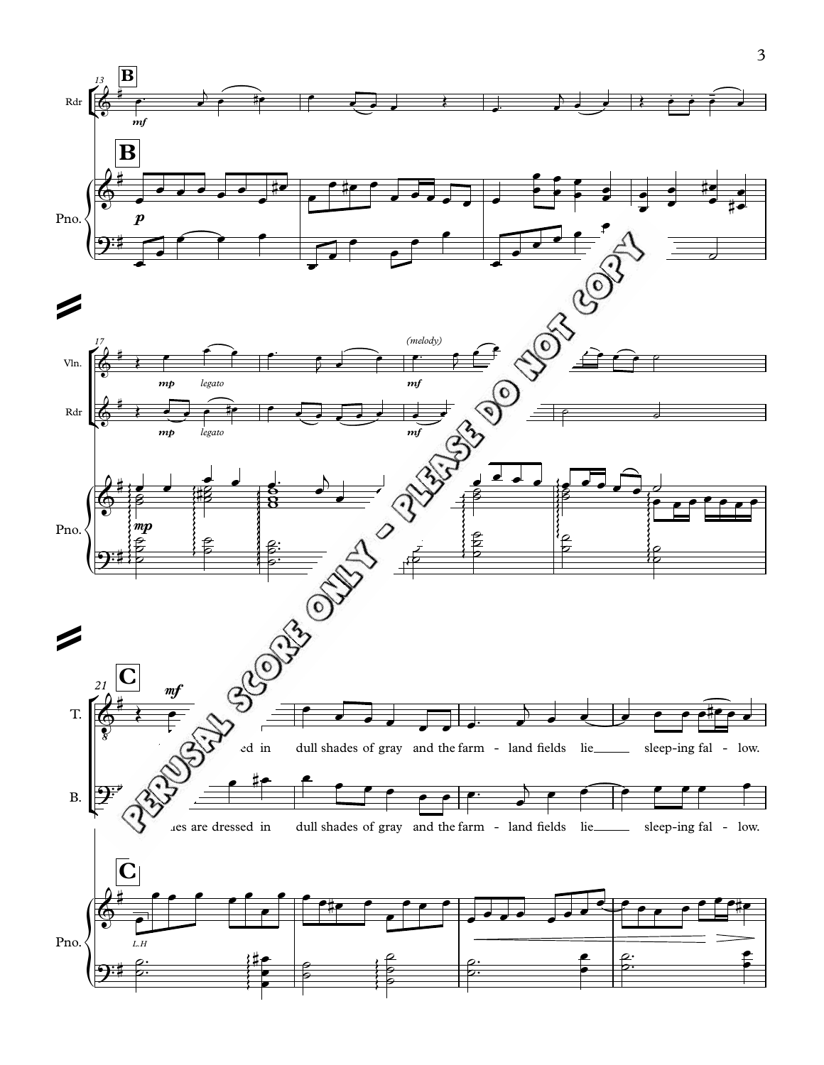B

mf

B

p

(melody)

mp legato

mf

mp legato

mf

mp

C

mf

ed in dull shades of gray and the farm - land fields lie sleep-ing fal - low.

es are dressed in dull shades of gray and the farm - land fields lie sleep-ing fal - low.

C

L.H

PERUSAL SCORE ONLY - PLEASE DO NOT COPY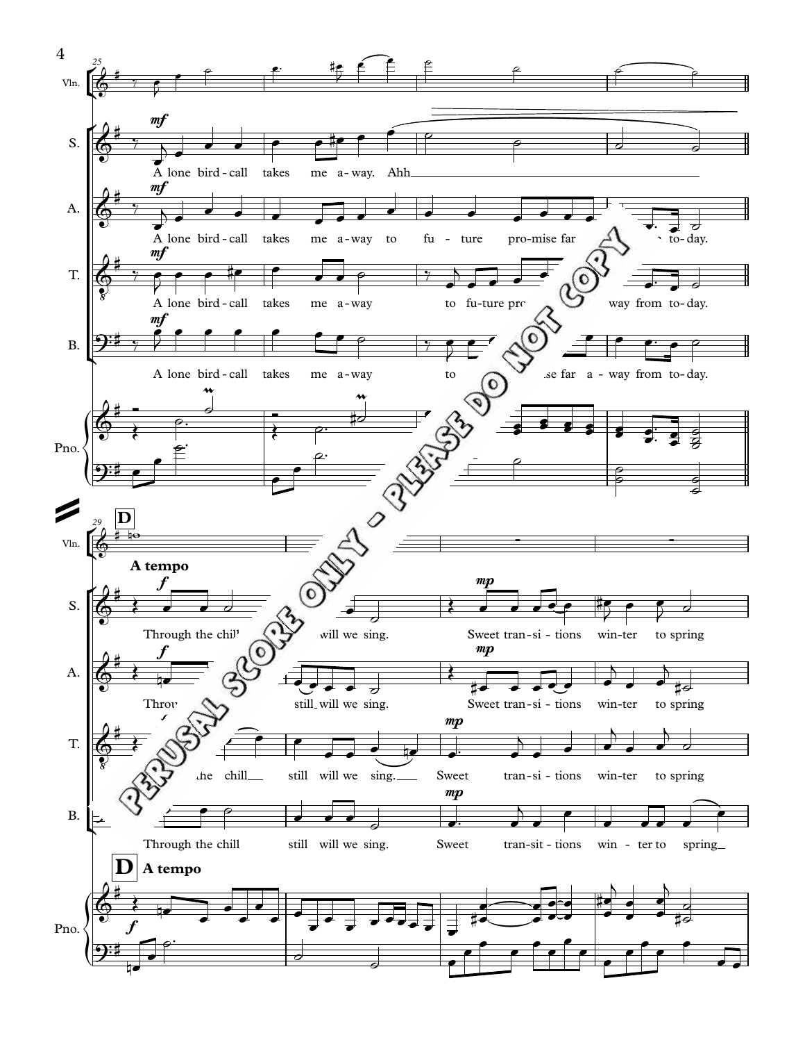**D**

**A tempo**

S.: A lone bird-call takes me a-way. Ahh

A.: A lone bird-call takes me a-way to fu-ture pro-mise far a-way from to-day.

T.: A lone bird-call takes me a-way to fu-ture pro-mise far a-way from to-day.

B.: A lone bird-call takes me a-way to fu-ture pro-mise far a-way from to-day.

S.: Through the chill still will we sing. Sweet tran-si-tions win-ter to spring

A.: Through the chill still will we sing. Sweet tran-si-tions win-ter to spring

T.: Through the chill still will we sing. Sweet tran-si-tions win-ter to spring

B.: Through the chill still will we sing. Sweet tran-sit-tions win-ter to spring

PERUSAL SCORE ONLY - PLEASE DO NOT COPY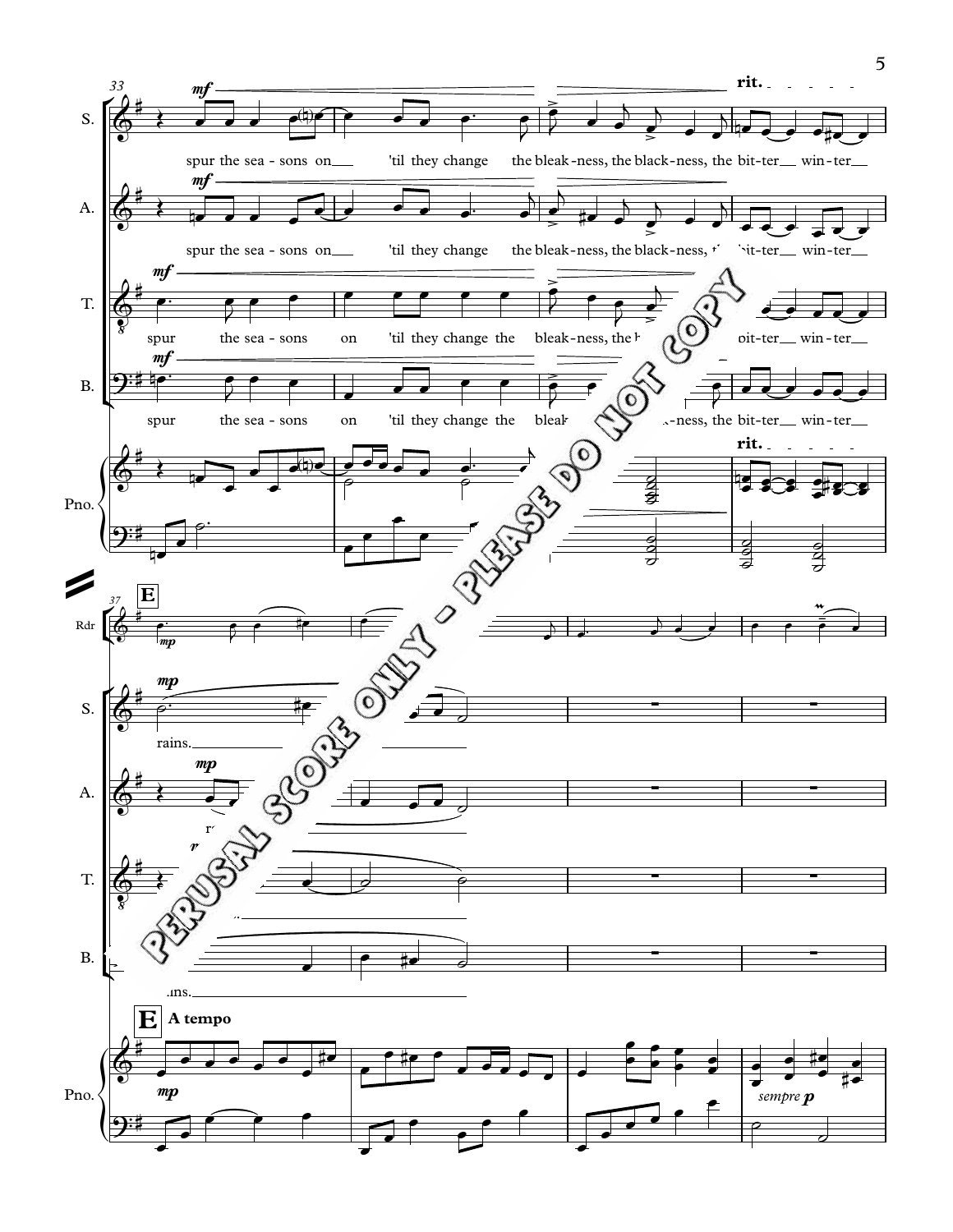spur the sea - sons on 'til they change the bleak - ness, the black - ness, the bit - ter win - ter

**rit.**

**E**

**A tempo**

rains.

*sempre p*

PERUSAL SCORE ONLY - PLEASE DO NOT COPY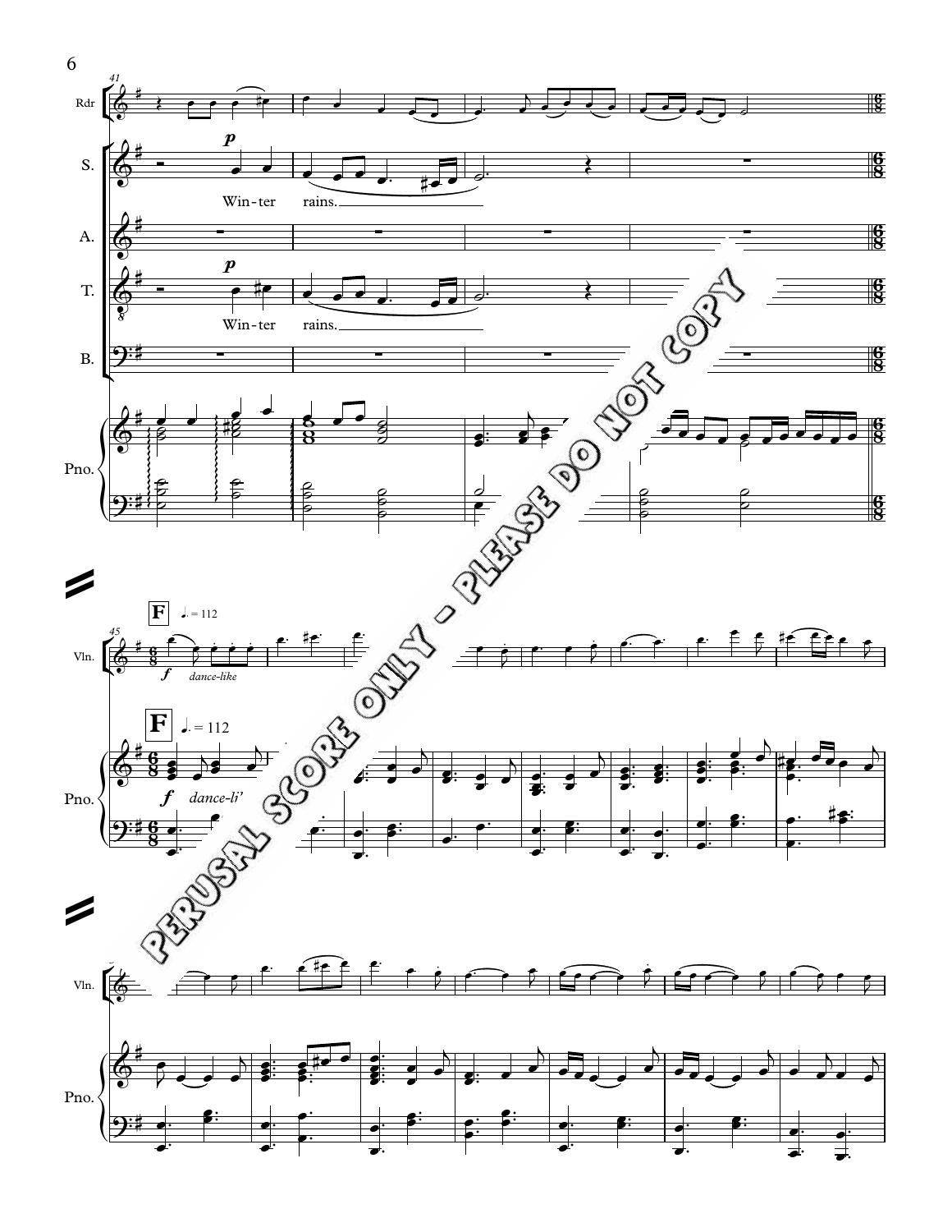Rdr

S.

Win-ter rains.

A.

T.

Win-ter rains.

B.

Pno.

**F** ♩. = 112

Vln.

*f* *dance-like*

**F** ♩. = 112

Pno.

*f* *dance-li'*

Vln.

Pno.

PERUSAL SCORE ONLY - PLEASE DO NOT COPY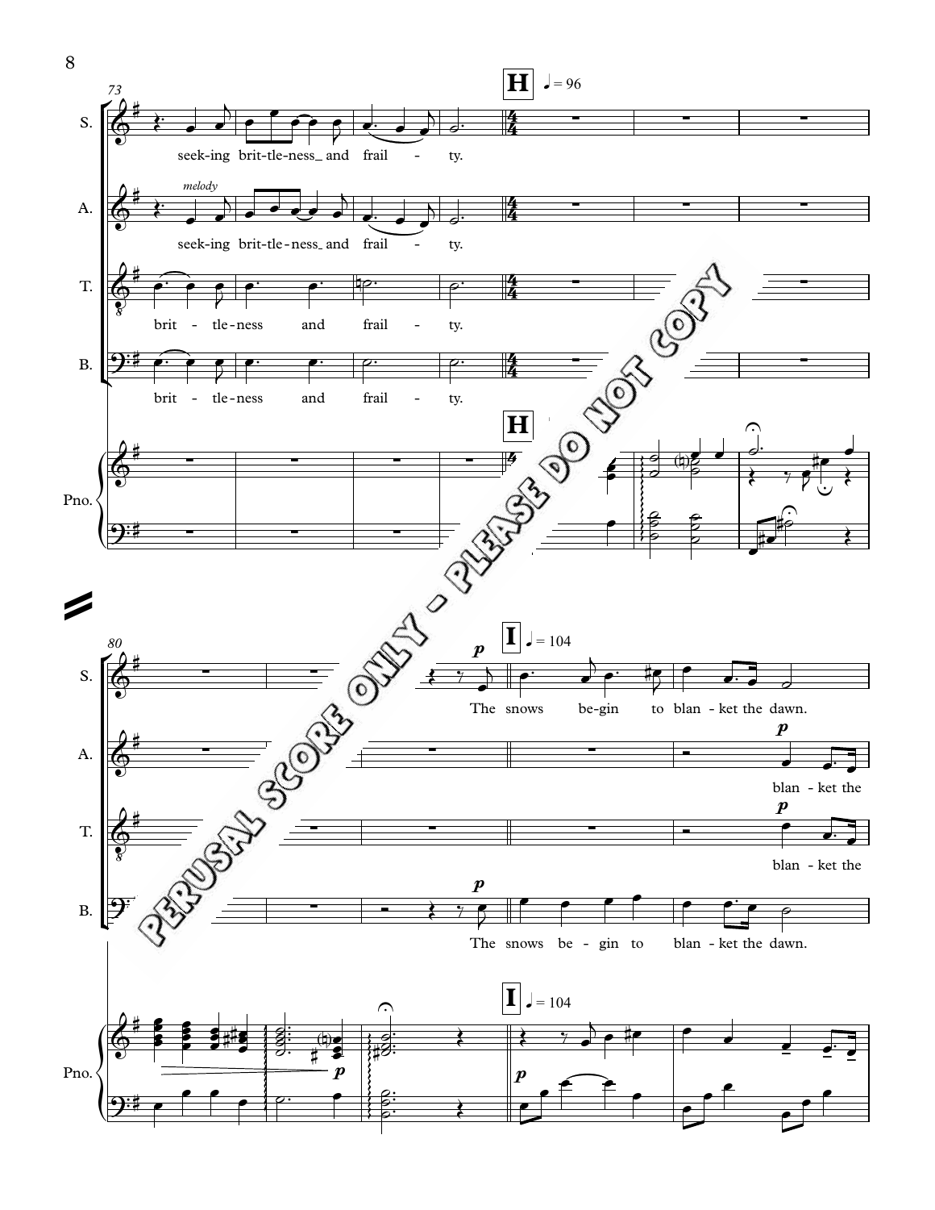73

**H** ♩ = 96

S. seek-ing brit-tle-ness_ and frail - ty.

A. *melody* seek-ing brit-tle-ness_ and frail - ty.

T. brit - tle-ness and frail - ty.

B. brit - tle-ness and frail - ty.

Pno.

**H**

80

**I** ♩ = 104

S. *p* The snows be-gin to blan - ket the dawn.

A. *p* blan - ket the

T. *p* blan - ket the

B. *p* The snows be - gin to blan - ket the dawn.

Pno. *p*

**I** ♩ = 104

*p*

PERUSAL SCORE ONLY - PLEASE DO NOT COPY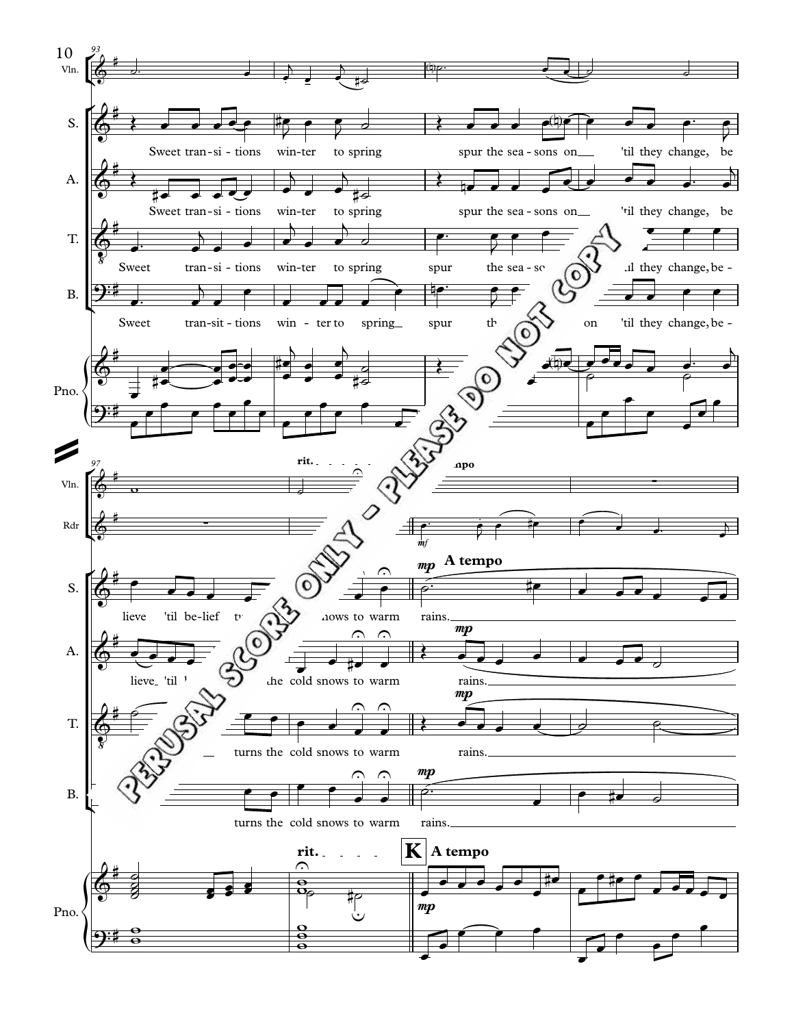Sweet transitions winter to spring

spur the seasons on 'til they change, believe 'til belief turns the cold snows to warm rains.

PERUSAL SCORE ONLY - PLEASE DO NOT COPY

**rit.** **A tempo**

**K** **A tempo**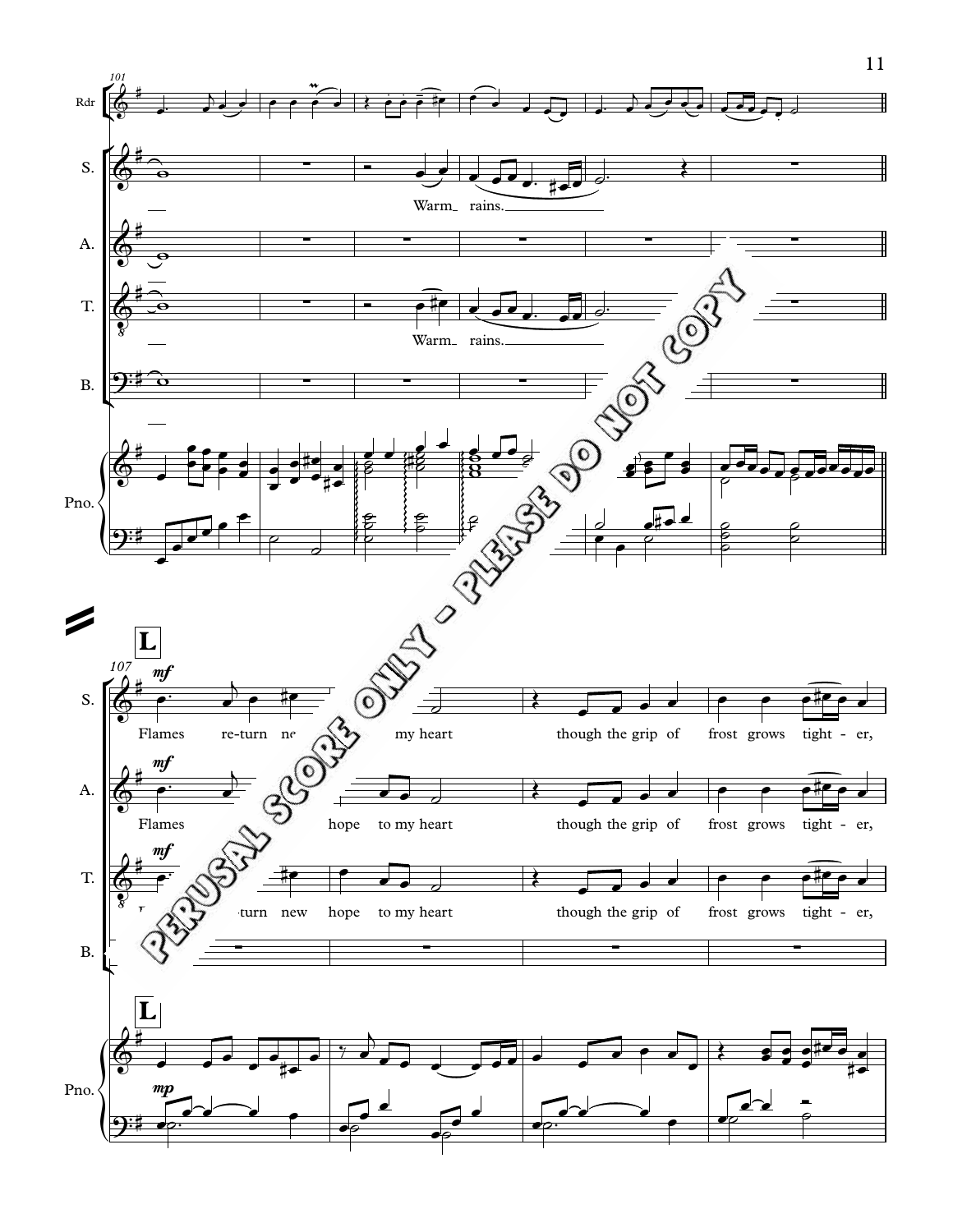Rdr

S.

Warm_ rains.

A.

T.

Warm_ rains.

B.

Pno.

**L**

*mf*

S. Flames re-turn ne... my heart though the grip of frost grows tight - er,

A. Flames ... hope to my heart though the grip of frost grows tight - er,

T. ...turn new hope to my heart though the grip of frost grows tight - er,

B.

Pno. *mp*

PERUSAL SCORE ONLY - PLEASE DO NOT COPY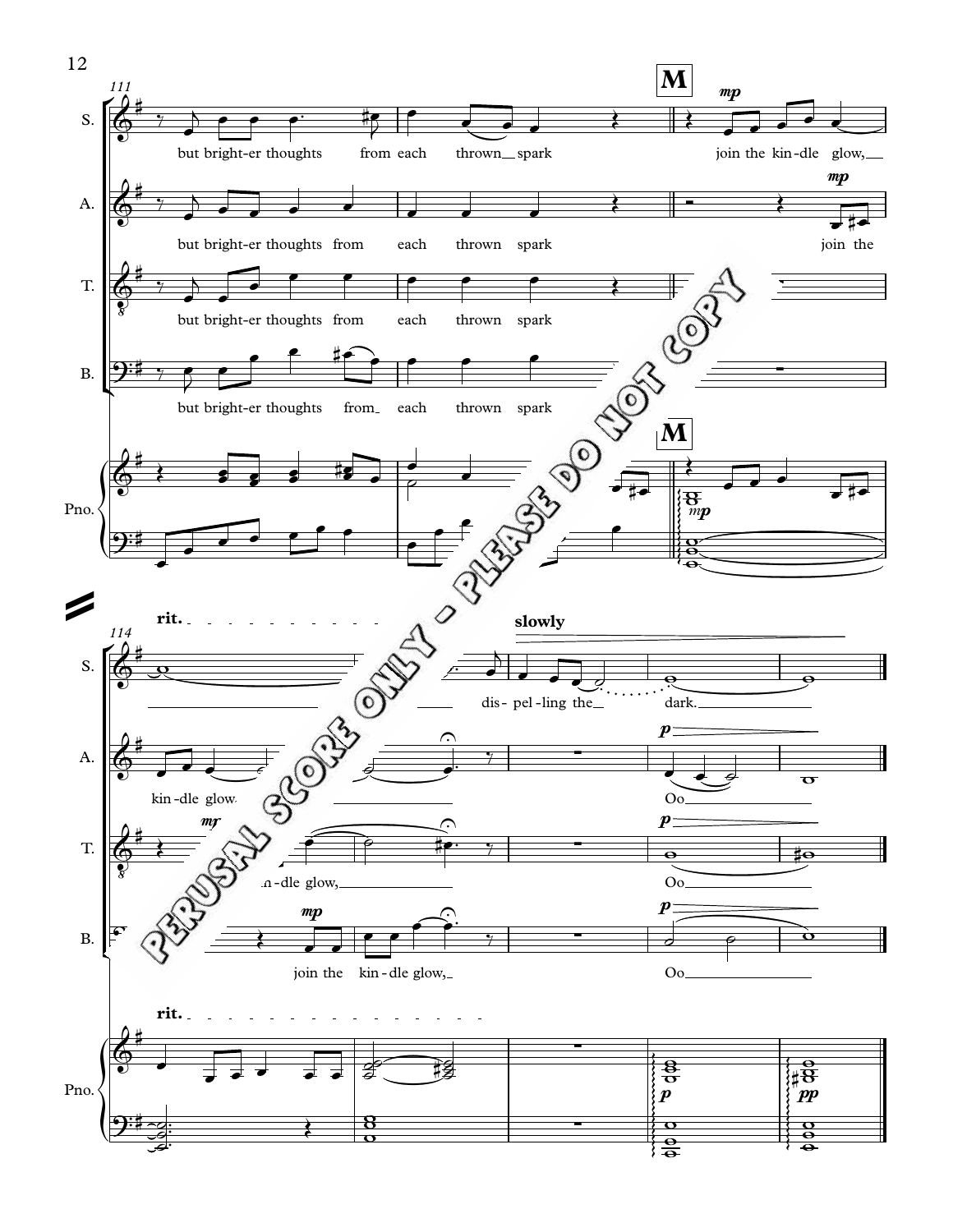M

but bright-er thoughts from each thrown spark

join the kin-dle glow,

join the kin-dle glow,

rit.

slowly

dis-pel-ling the dark.

Oo

kin-dle glow,

join the kin-dle glow,

PERUSAL SCORE ONLY - PLEASE DO NOT COPY